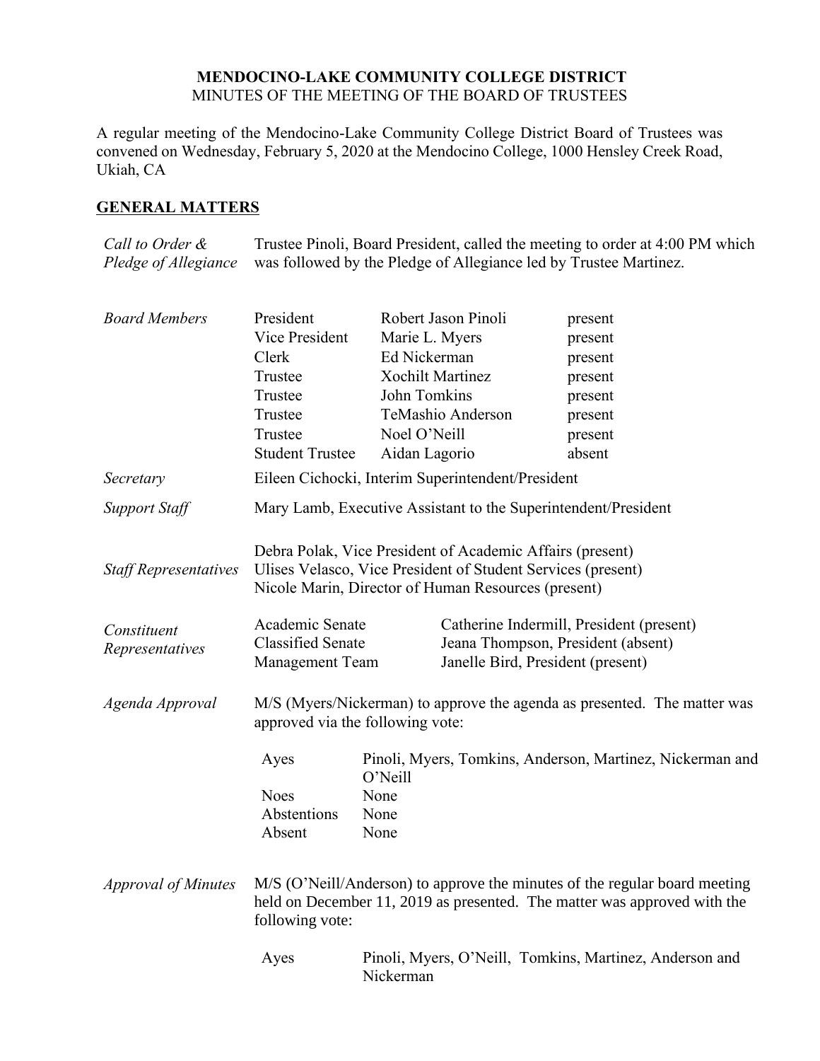# MENDOCINO-LAKE COMMUNITY COLLEGE DISTRICT

MINUTES OF THE MEETING OF THE BOARD OF TRUSTEES

A regular meeting of the Mendocino-Lake Community College District Board of Trustees was convened on Wednesday, February 5, 2020 at the Mendocino College, 1000 Hensley Creek Road, Ukiah, CA

## GENERAL MATTERS

*Call to Order & Pledge of Allegiance*

Trustee Pinoli, Board President, called the meeting to order at 4:00 PM which was followed by the Pledge of Allegiance led by Trustee Martinez.

*Board Members*

| | | |
|---|---|---|
| President | Robert Jason Pinoli | present |
| Vice President | Marie L. Myers | present |
| Clerk | Ed Nickerman | present |
| Trustee | Xochilt Martinez | present |
| Trustee | John Tomkins | present |
| Trustee | TeMashio Anderson | present |
| Trustee | Noel O'Neill | present |
| Student Trustee | Aidan Lagorio | absent |

*Secretary*

Eileen Cichocki, Interim Superintendent/President

*Support Staff*

Mary Lamb, Executive Assistant to the Superintendent/President

*Staff Representatives*

Debra Polak, Vice President of Academic Affairs (present)
Ulises Velasco, Vice President of Student Services (present)
Nicole Marin, Director of Human Resources (present)

*Constituent Representatives*

| | |
|---|---|
| Academic Senate | Catherine Indermill, President (present) |
| Classified Senate | Jeana Thompson, President (absent) |
| Management Team | Janelle Bird, President (present) |

*Agenda Approval*

M/S (Myers/Nickerman) to approve the agenda as presented. The matter was approved via the following vote:

| | |
|---|---|
| Ayes | Pinoli, Myers, Tomkins, Anderson, Martinez, Nickerman and O'Neill |
| Noes | None |
| Abstentions | None |
| Absent | None |

*Approval of Minutes*

M/S (O'Neill/Anderson) to approve the minutes of the regular board meeting held on December 11, 2019 as presented. The matter was approved with the following vote:

| | |
|---|---|
| Ayes | Pinoli, Myers, O'Neill, Tomkins, Martinez, Anderson and Nickerman |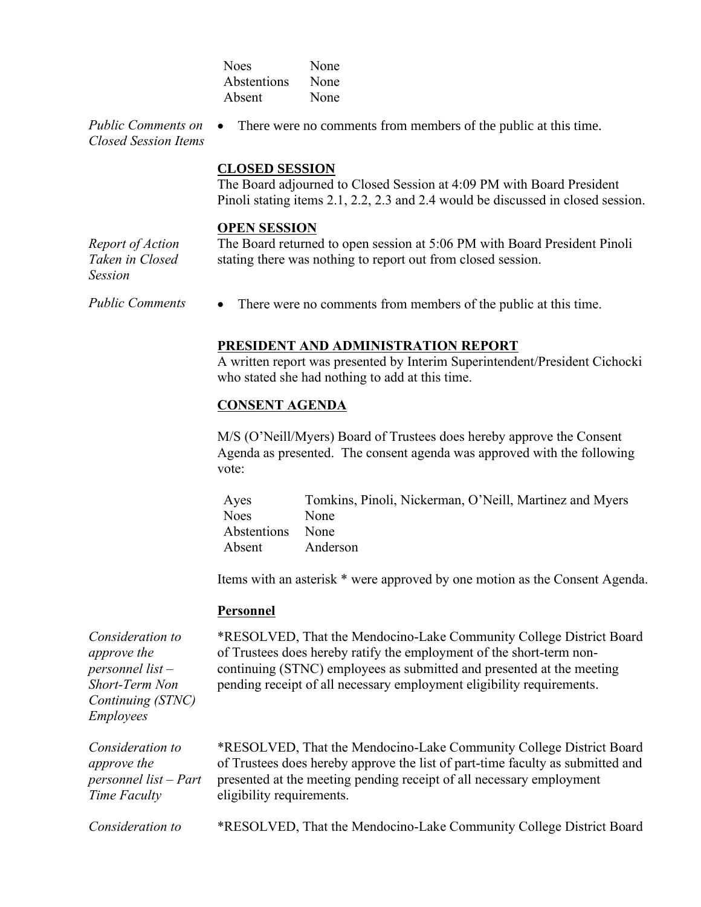| | |
|---|---|
| Noes | None |
| Abstentions | None |
| Absent | None |

*Public Comments on Closed Session Items*

- There were no comments from members of the public at this time.

**CLOSED SESSION**

The Board adjourned to Closed Session at 4:09 PM with Board President Pinoli stating items 2.1, 2.2, 2.3 and 2.4 would be discussed in closed session.

**OPEN SESSION**

*Report of Action Taken in Closed Session*

The Board returned to open session at 5:06 PM with Board President Pinoli stating there was nothing to report out from closed session.

*Public Comments*

- There were no comments from members of the public at this time.

**PRESIDENT AND ADMINISTRATION REPORT**

A written report was presented by Interim Superintendent/President Cichocki who stated she had nothing to add at this time.

**CONSENT AGENDA**

M/S (O'Neill/Myers) Board of Trustees does hereby approve the Consent Agenda as presented. The consent agenda was approved with the following vote:

| | |
|---|---|
| Ayes | Tomkins, Pinoli, Nickerman, O'Neill, Martinez and Myers |
| Noes | None |
| Abstentions | None |
| Absent | Anderson |

Items with an asterisk * were approved by one motion as the Consent Agenda.

**Personnel**

*Consideration to approve the personnel list – Short-Term Non Continuing (STNC) Employees*

*RESOLVED, That the Mendocino-Lake Community College District Board of Trustees does hereby ratify the employment of the short-term non-continuing (STNC) employees as submitted and presented at the meeting pending receipt of all necessary employment eligibility requirements.

*Consideration to approve the personnel list – Part Time Faculty*

*RESOLVED, That the Mendocino-Lake Community College District Board of Trustees does hereby approve the list of part-time faculty as submitted and presented at the meeting pending receipt of all necessary employment eligibility requirements.

*Consideration to*

*RESOLVED, That the Mendocino-Lake Community College District Board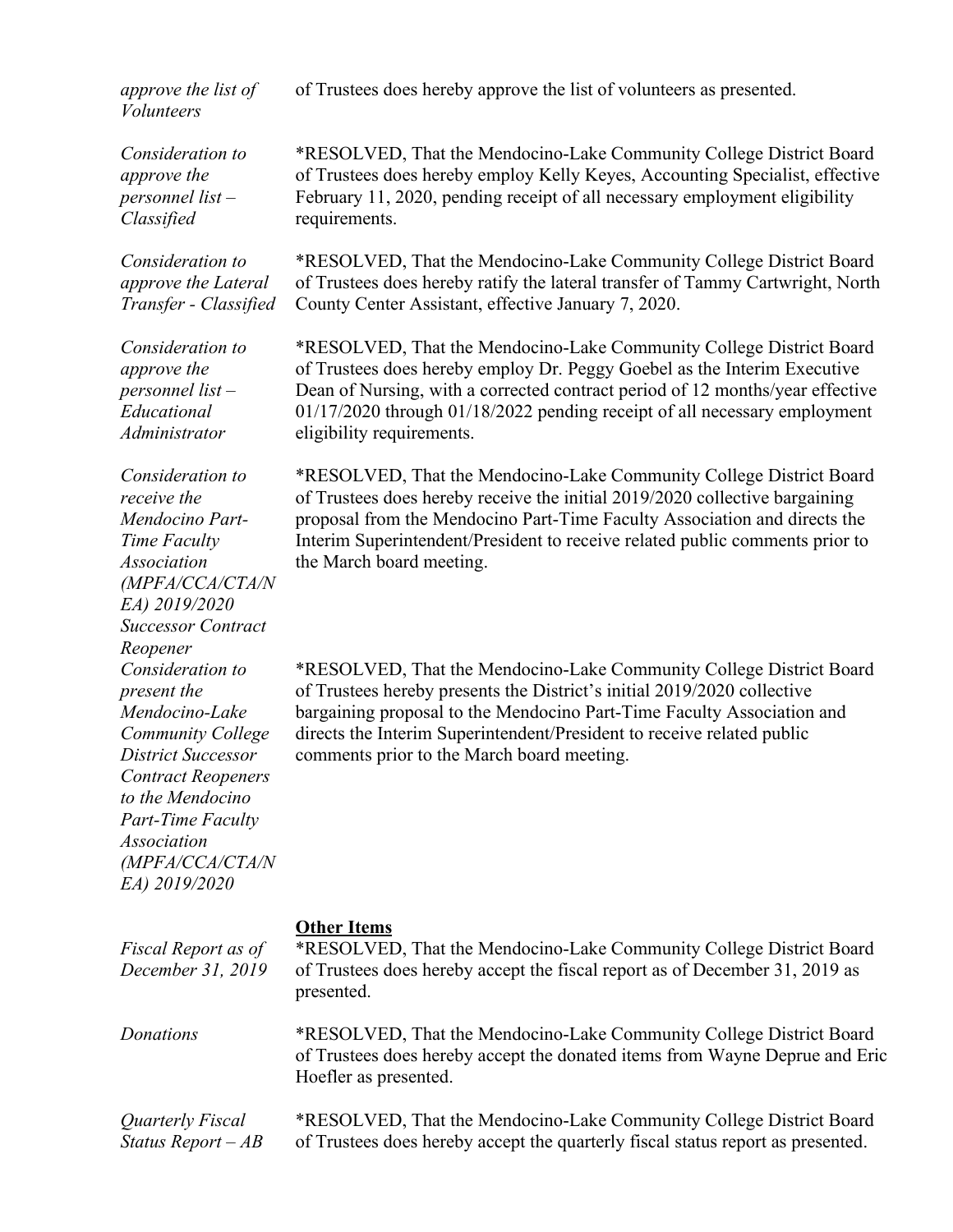*approve the list of Volunteers* — of Trustees does hereby approve the list of volunteers as presented.

*Consideration to approve the personnel list – Classified* — *RESOLVED, That the Mendocino-Lake Community College District Board of Trustees does hereby employ Kelly Keyes, Accounting Specialist, effective February 11, 2020, pending receipt of all necessary employment eligibility requirements.

*Consideration to approve the Lateral Transfer - Classified* — *RESOLVED, That the Mendocino-Lake Community College District Board of Trustees does hereby ratify the lateral transfer of Tammy Cartwright, North County Center Assistant, effective January 7, 2020.

*Consideration to approve the personnel list – Educational Administrator* — *RESOLVED, That the Mendocino-Lake Community College District Board of Trustees does hereby employ Dr. Peggy Goebel as the Interim Executive Dean of Nursing, with a corrected contract period of 12 months/year effective 01/17/2020 through 01/18/2022 pending receipt of all necessary employment eligibility requirements.

*Consideration to receive the Mendocino Part-Time Faculty Association (MPFA/CCA/CTA/NEA) 2019/2020 Successor Contract Reopener* — *RESOLVED, That the Mendocino-Lake Community College District Board of Trustees does hereby receive the initial 2019/2020 collective bargaining proposal from the Mendocino Part-Time Faculty Association and directs the Interim Superintendent/President to receive related public comments prior to the March board meeting.

*Consideration to present the Mendocino-Lake Community College District Successor Contract Reopeners to the Mendocino Part-Time Faculty Association (MPFA/CCA/CTA/NEA) 2019/2020* — *RESOLVED, That the Mendocino-Lake Community College District Board of Trustees hereby presents the District's initial 2019/2020 collective bargaining proposal to the Mendocino Part-Time Faculty Association and directs the Interim Superintendent/President to receive related public comments prior to the March board meeting.

**Other Items**

*Fiscal Report as of December 31, 2019* — *RESOLVED, That the Mendocino-Lake Community College District Board of Trustees does hereby accept the fiscal report as of December 31, 2019 as presented.

*Donations* — *RESOLVED, That the Mendocino-Lake Community College District Board of Trustees does hereby accept the donated items from Wayne Deprue and Eric Hoefler as presented.

*Quarterly Fiscal Status Report – AB* — *RESOLVED, That the Mendocino-Lake Community College District Board of Trustees does hereby accept the quarterly fiscal status report as presented.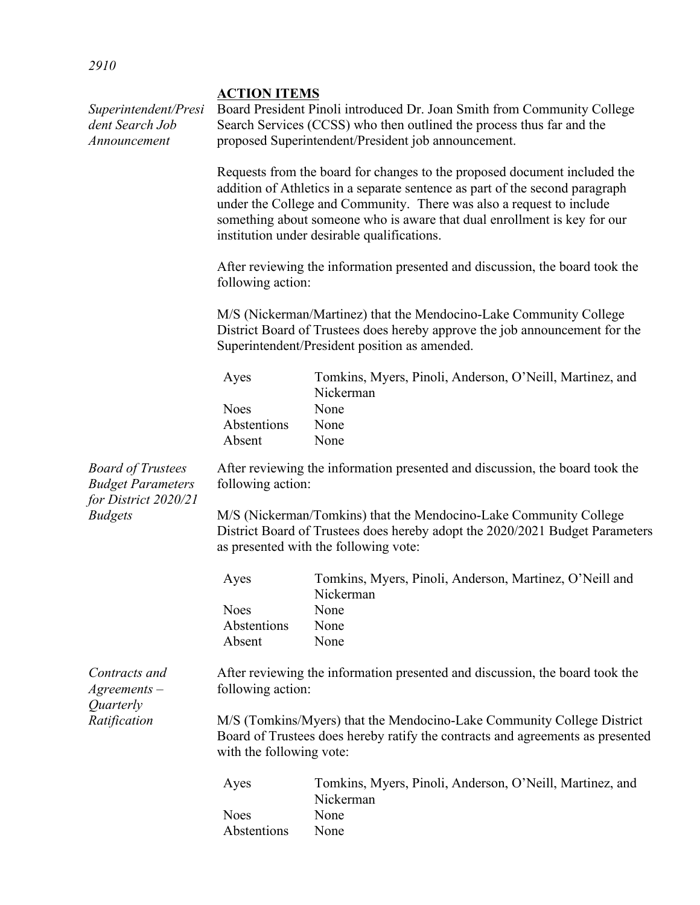## ACTION ITEMS

*Superintendent/President Search Job Announcement*

Board President Pinoli introduced Dr. Joan Smith from Community College Search Services (CCSS) who then outlined the process thus far and the proposed Superintendent/President job announcement.

Requests from the board for changes to the proposed document included the addition of Athletics in a separate sentence as part of the second paragraph under the College and Community. There was also a request to include something about someone who is aware that dual enrollment is key for our institution under desirable qualifications.

After reviewing the information presented and discussion, the board took the following action:

M/S (Nickerman/Martinez) that the Mendocino-Lake Community College District Board of Trustees does hereby approve the job announcement for the Superintendent/President position as amended.

| | |
|---|---|
| Ayes | Tomkins, Myers, Pinoli, Anderson, O'Neill, Martinez, and Nickerman |
| Noes | None |
| Abstentions | None |
| Absent | None |

*Board of Trustees Budget Parameters for District 2020/21 Budgets*

After reviewing the information presented and discussion, the board took the following action:

M/S (Nickerman/Tomkins) that the Mendocino-Lake Community College District Board of Trustees does hereby adopt the 2020/2021 Budget Parameters as presented with the following vote:

| | |
|---|---|
| Ayes | Tomkins, Myers, Pinoli, Anderson, Martinez, O'Neill and Nickerman |
| Noes | None |
| Abstentions | None |
| Absent | None |

*Contracts and Agreements – Quarterly Ratification*

After reviewing the information presented and discussion, the board took the following action:

M/S (Tomkins/Myers) that the Mendocino-Lake Community College District Board of Trustees does hereby ratify the contracts and agreements as presented with the following vote:

| | |
|---|---|
| Ayes | Tomkins, Myers, Pinoli, Anderson, O'Neill, Martinez, and Nickerman |
| Noes | None |
| Abstentions | None |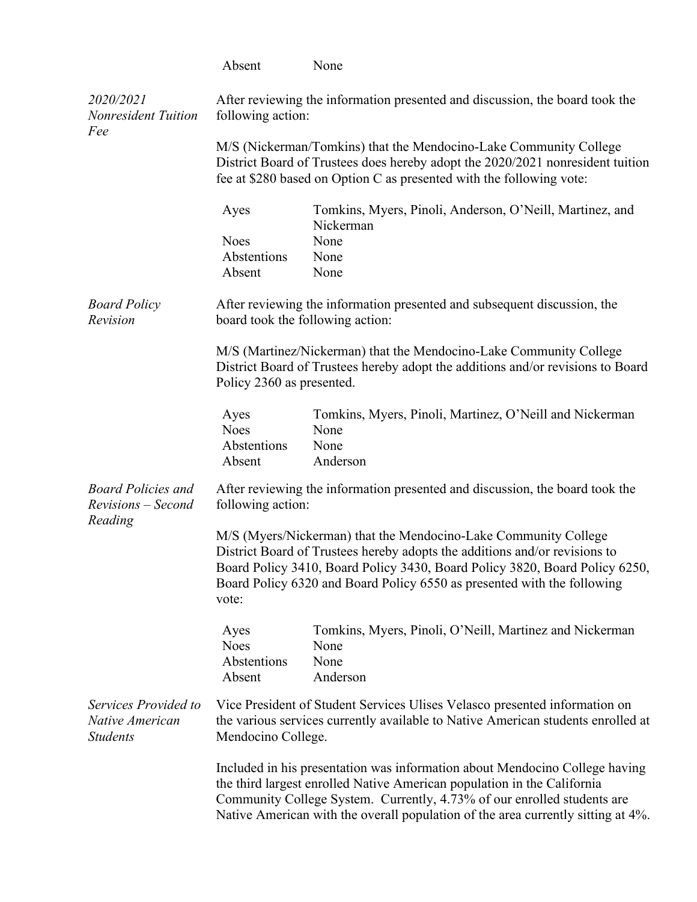| | |
|---|---|
| Absent | None |

*2020/2021 Nonresident Tuition Fee*

After reviewing the information presented and discussion, the board took the following action:

M/S (Nickerman/Tomkins) that the Mendocino-Lake Community College District Board of Trustees does hereby adopt the 2020/2021 nonresident tuition fee at $280 based on Option C as presented with the following vote:

| | |
|---|---|
| Ayes | Tomkins, Myers, Pinoli, Anderson, O'Neill, Martinez, and Nickerman |
| Noes | None |
| Abstentions | None |
| Absent | None |

*Board Policy Revision*

After reviewing the information presented and subsequent discussion, the board took the following action:

M/S (Martinez/Nickerman) that the Mendocino-Lake Community College District Board of Trustees hereby adopt the additions and/or revisions to Board Policy 2360 as presented.

| | |
|---|---|
| Ayes | Tomkins, Myers, Pinoli, Martinez, O'Neill and Nickerman |
| Noes | None |
| Abstentions | None |
| Absent | Anderson |

*Board Policies and Revisions – Second Reading*

After reviewing the information presented and discussion, the board took the following action:

M/S (Myers/Nickerman) that the Mendocino-Lake Community College District Board of Trustees hereby adopts the additions and/or revisions to Board Policy 3410, Board Policy 3430, Board Policy 3820, Board Policy 6250, Board Policy 6320 and Board Policy 6550 as presented with the following vote:

| | |
|---|---|
| Ayes | Tomkins, Myers, Pinoli, O'Neill, Martinez and Nickerman |
| Noes | None |
| Abstentions | None |
| Absent | Anderson |

*Services Provided to Native American Students*

Vice President of Student Services Ulises Velasco presented information on the various services currently available to Native American students enrolled at Mendocino College.

Included in his presentation was information about Mendocino College having the third largest enrolled Native American population in the California Community College System. Currently, 4.73% of our enrolled students are Native American with the overall population of the area currently sitting at 4%.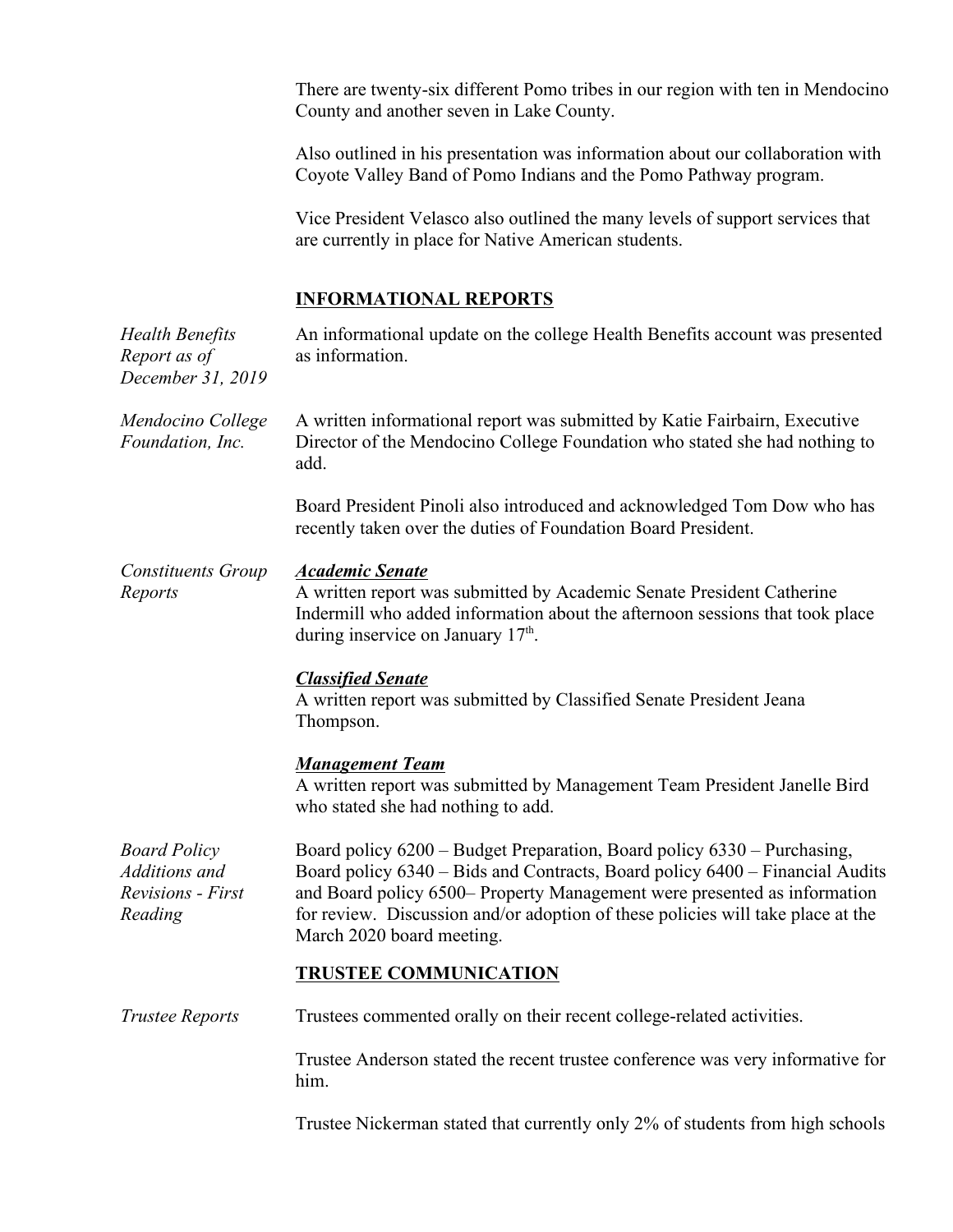There are twenty-six different Pomo tribes in our region with ten in Mendocino County and another seven in Lake County.

Also outlined in his presentation was information about our collaboration with Coyote Valley Band of Pomo Indians and the Pomo Pathway program.

Vice President Velasco also outlined the many levels of support services that are currently in place for Native American students.

## INFORMATIONAL REPORTS

*Health Benefits Report as of December 31, 2019*

An informational update on the college Health Benefits account was presented as information.

*Mendocino College Foundation, Inc.*

A written informational report was submitted by Katie Fairbairn, Executive Director of the Mendocino College Foundation who stated she had nothing to add.

Board President Pinoli also introduced and acknowledged Tom Dow who has recently taken over the duties of Foundation Board President.

*Constituents Group Reports*

***Academic Senate***

A written report was submitted by Academic Senate President Catherine Indermill who added information about the afternoon sessions that took place during inservice on January 17th.

***Classified Senate***

A written report was submitted by Classified Senate President Jeana Thompson.

***Management Team***

A written report was submitted by Management Team President Janelle Bird who stated she had nothing to add.

*Board Policy Additions and Revisions - First Reading*

Board policy 6200 – Budget Preparation, Board policy 6330 – Purchasing, Board policy 6340 – Bids and Contracts, Board policy 6400 – Financial Audits and Board policy 6500– Property Management were presented as information for review. Discussion and/or adoption of these policies will take place at the March 2020 board meeting.

## TRUSTEE COMMUNICATION

*Trustee Reports*

Trustees commented orally on their recent college-related activities.

Trustee Anderson stated the recent trustee conference was very informative for him.

Trustee Nickerman stated that currently only 2% of students from high schools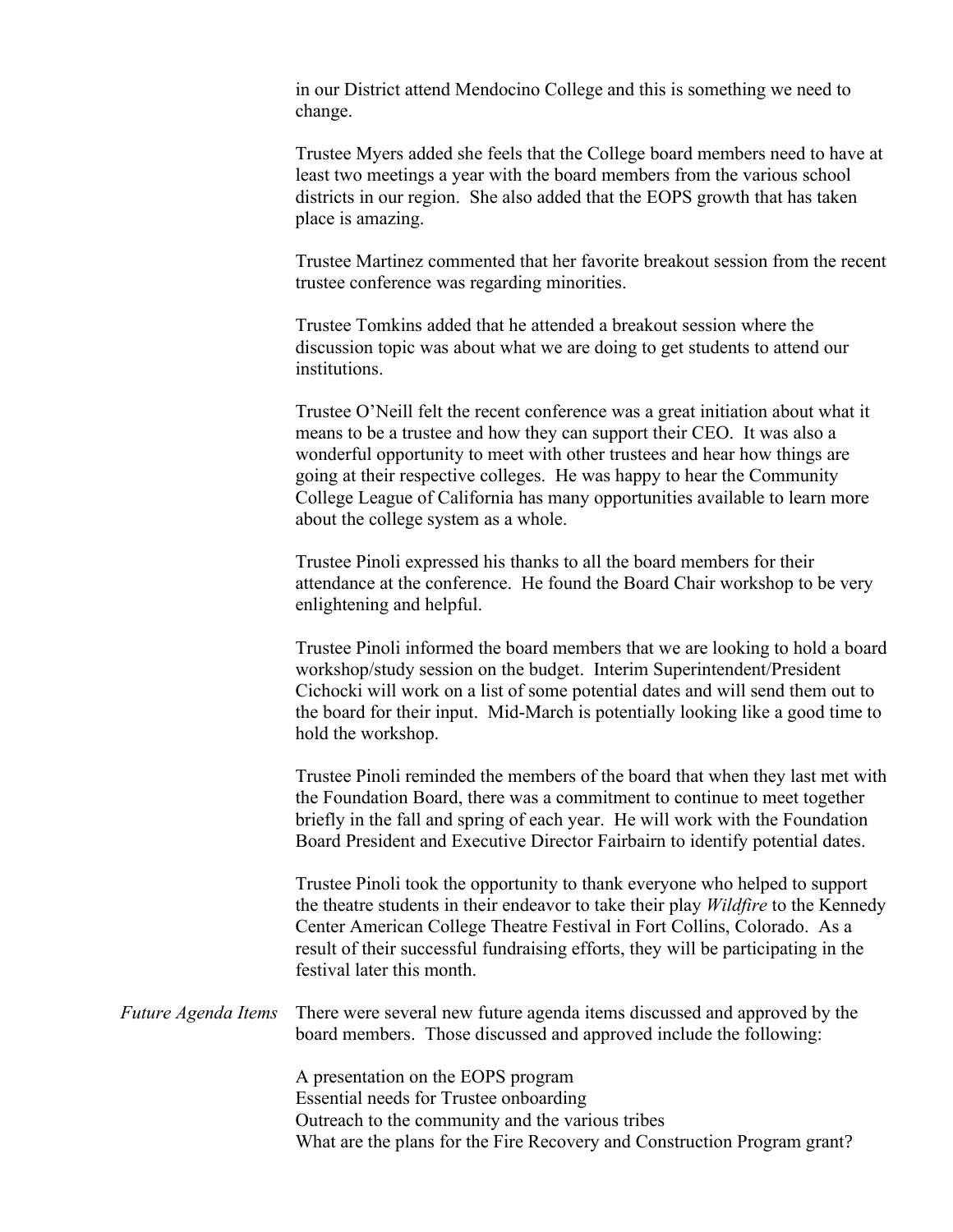in our District attend Mendocino College and this is something we need to change.

Trustee Myers added she feels that the College board members need to have at least two meetings a year with the board members from the various school districts in our region. She also added that the EOPS growth that has taken place is amazing.

Trustee Martinez commented that her favorite breakout session from the recent trustee conference was regarding minorities.

Trustee Tomkins added that he attended a breakout session where the discussion topic was about what we are doing to get students to attend our institutions.

Trustee O'Neill felt the recent conference was a great initiation about what it means to be a trustee and how they can support their CEO. It was also a wonderful opportunity to meet with other trustees and hear how things are going at their respective colleges. He was happy to hear the Community College League of California has many opportunities available to learn more about the college system as a whole.

Trustee Pinoli expressed his thanks to all the board members for their attendance at the conference. He found the Board Chair workshop to be very enlightening and helpful.

Trustee Pinoli informed the board members that we are looking to hold a board workshop/study session on the budget. Interim Superintendent/President Cichocki will work on a list of some potential dates and will send them out to the board for their input. Mid-March is potentially looking like a good time to hold the workshop.

Trustee Pinoli reminded the members of the board that when they last met with the Foundation Board, there was a commitment to continue to meet together briefly in the fall and spring of each year. He will work with the Foundation Board President and Executive Director Fairbairn to identify potential dates.

Trustee Pinoli took the opportunity to thank everyone who helped to support the theatre students in their endeavor to take their play *Wildfire* to the Kennedy Center American College Theatre Festival in Fort Collins, Colorado. As a result of their successful fundraising efforts, they will be participating in the festival later this month.

*Future Agenda Items*

There were several new future agenda items discussed and approved by the board members. Those discussed and approved include the following:

A presentation on the EOPS program
Essential needs for Trustee onboarding
Outreach to the community and the various tribes
What are the plans for the Fire Recovery and Construction Program grant?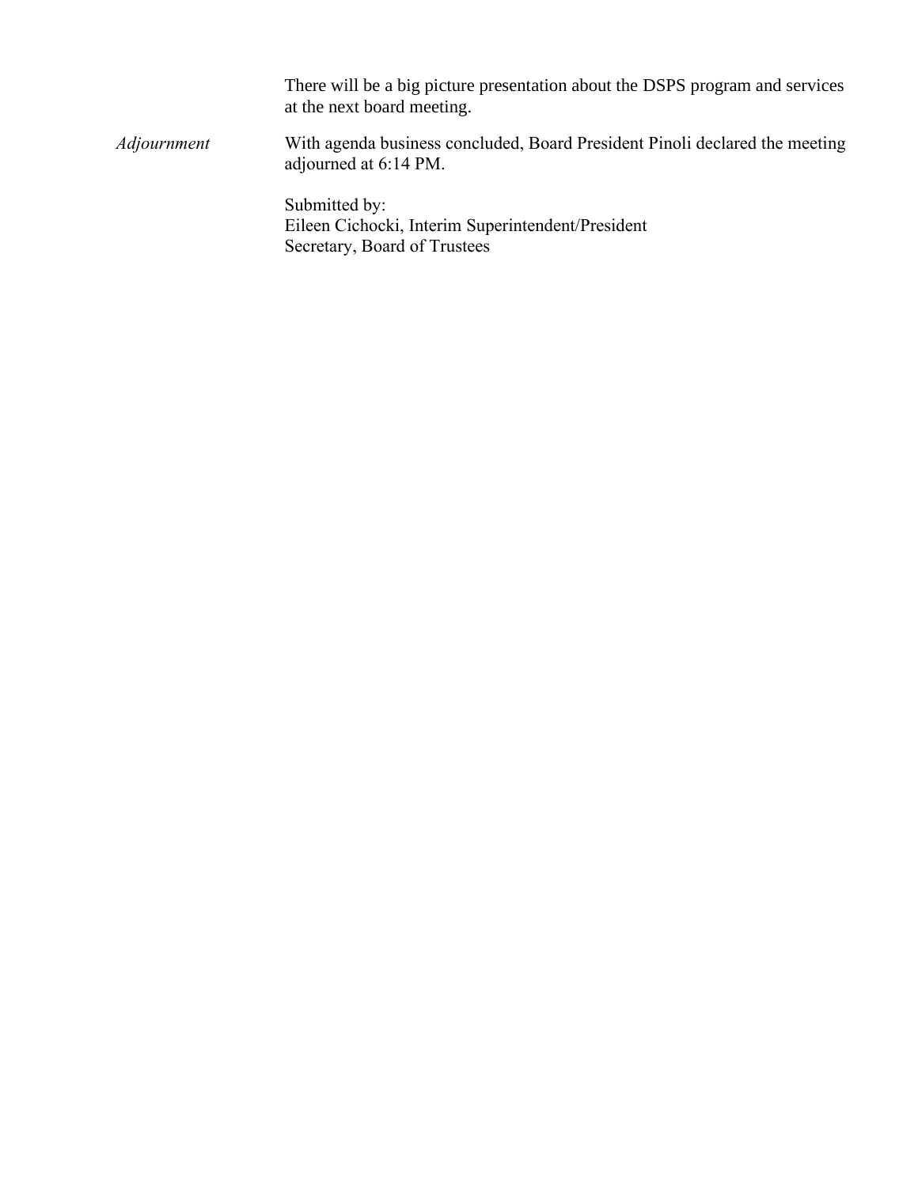There will be a big picture presentation about the DSPS program and services at the next board meeting.

*Adjournment*

With agenda business concluded, Board President Pinoli declared the meeting adjourned at 6:14 PM.

Submitted by:
Eileen Cichocki, Interim Superintendent/President
Secretary, Board of Trustees